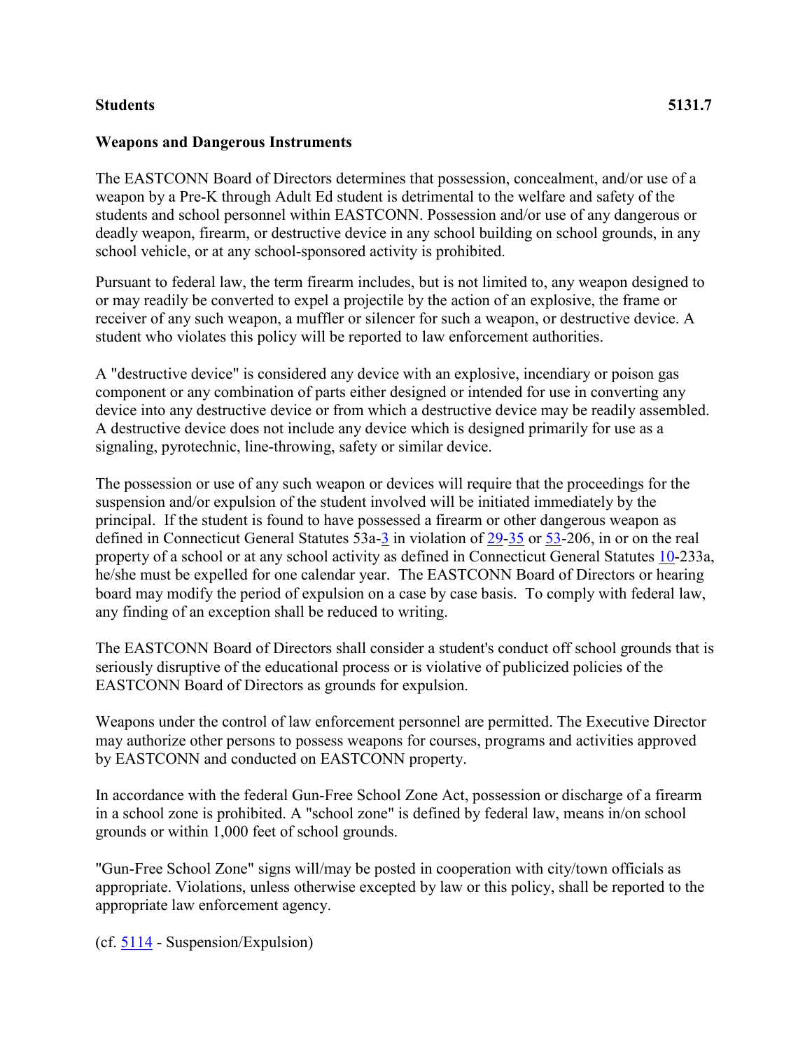**Students** **5131.7**

**Weapons and Dangerous Instruments**

The EASTCONN Board of Directors determines that possession, concealment, and/or use of a weapon by a Pre-K through Adult Ed student is detrimental to the welfare and safety of the students and school personnel within EASTCONN. Possession and/or use of any dangerous or deadly weapon, firearm, or destructive device in any school building on school grounds, in any school vehicle, or at any school-sponsored activity is prohibited.

Pursuant to federal law, the term firearm includes, but is not limited to, any weapon designed to or may readily be converted to expel a projectile by the action of an explosive, the frame or receiver of any such weapon, a muffler or silencer for such a weapon, or destructive device. A student who violates this policy will be reported to law enforcement authorities.

A "destructive device" is considered any device with an explosive, incendiary or poison gas component or any combination of parts either designed or intended for use in converting any device into any destructive device or from which a destructive device may be readily assembled. A destructive device does not include any device which is designed primarily for use as a signaling, pyrotechnic, line-throwing, safety or similar device.

The possession or use of any such weapon or devices will require that the proceedings for the suspension and/or expulsion of the student involved will be initiated immediately by the principal. If the student is found to have possessed a firearm or other dangerous weapon as defined in Connecticut General Statutes 53a-3 in violation of 29-35 or 53-206, in or on the real property of a school or at any school activity as defined in Connecticut General Statutes 10-233a, he/she must be expelled for one calendar year. The EASTCONN Board of Directors or hearing board may modify the period of expulsion on a case by case basis. To comply with federal law, any finding of an exception shall be reduced to writing.

The EASTCONN Board of Directors shall consider a student's conduct off school grounds that is seriously disruptive of the educational process or is violative of publicized policies of the EASTCONN Board of Directors as grounds for expulsion.

Weapons under the control of law enforcement personnel are permitted. The Executive Director may authorize other persons to possess weapons for courses, programs and activities approved by EASTCONN and conducted on EASTCONN property.

In accordance with the federal Gun-Free School Zone Act, possession or discharge of a firearm in a school zone is prohibited. A "school zone" is defined by federal law, means in/on school grounds or within 1,000 feet of school grounds.

"Gun-Free School Zone" signs will/may be posted in cooperation with city/town officials as appropriate. Violations, unless otherwise excepted by law or this policy, shall be reported to the appropriate law enforcement agency.

(cf. 5114 - Suspension/Expulsion)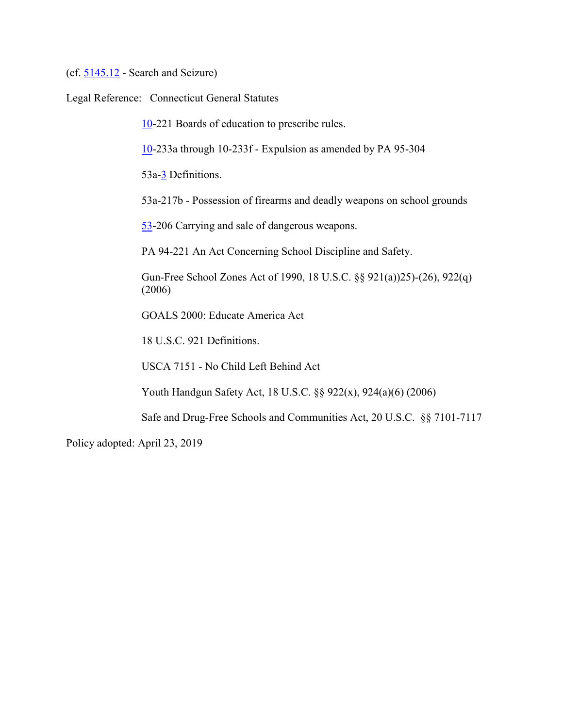(cf. 5145.12 - Search and Seizure)

Legal Reference: Connecticut General Statutes

10-221 Boards of education to prescribe rules.

10-233a through 10-233f - Expulsion as amended by PA 95-304

53a-3 Definitions.

53a-217b - Possession of firearms and deadly weapons on school grounds

53-206 Carrying and sale of dangerous weapons.

PA 94-221 An Act Concerning School Discipline and Safety.

Gun-Free School Zones Act of 1990, 18 U.S.C. §§ 921(a))25)-(26), 922(q) (2006)

GOALS 2000: Educate America Act

18 U.S.C. 921 Definitions.

USCA 7151 - No Child Left Behind Act

Youth Handgun Safety Act, 18 U.S.C. §§ 922(x), 924(a)(6) (2006)

Safe and Drug-Free Schools and Communities Act, 20 U.S.C. §§ 7101-7117

Policy adopted: April 23, 2019